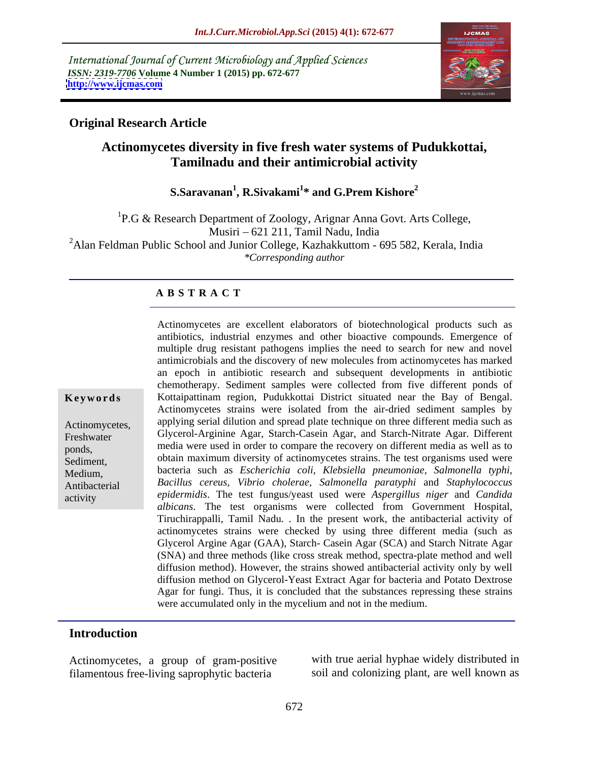International Journal of Current Microbiology and Applied Sciences
*ISSN: 2319-7706* **Volume 4 Number 1 (2015) pp. 672-677**
**http://www.ijcmas.com**

**Original Research Article**

# Actinomycetes diversity in five fresh water systems of Pudukkottai, Tamilnadu and their antimicrobial activity

**S.Saravanan[1], R.Sivakami[1]\* and G.Prem Kishore[2]**

[1]P.G & Research Department of Zoology, Arignar Anna Govt. Arts College, Musiri – 621 211, Tamil Nadu, India
[2]Alan Feldman Public School and Junior College, Kazhakkuttom - 695 582, Kerala, India
*\*Corresponding author*

## A B S T R A C T

**Keywords**

Actinomycetes, Freshwater ponds, Sediment, Medium, Antibacterial activity

Actinomycetes are excellent elaborators of biotechnological products such as antibiotics, industrial enzymes and other bioactive compounds. Emergence of multiple drug resistant pathogens implies the need to search for new and novel antimicrobials and the discovery of new molecules from actinomycetes has marked an epoch in antibiotic research and subsequent developments in antibiotic chemotherapy. Sediment samples were collected from five different ponds of Kottaipattinam region, Pudukkottai District situated near the Bay of Bengal. Actinomycetes strains were isolated from the air-dried sediment samples by applying serial dilution and spread plate technique on three different media such as Glycerol-Arginine Agar, Starch-Casein Agar, and Starch-Nitrate Agar. Different media were used in order to compare the recovery on different media as well as to obtain maximum diversity of actinomycetes strains. The test organisms used were bacteria such as *Escherichia coli, Klebsiella pneumoniae, Salmonella typhi, Bacillus cereus, Vibrio cholerae, Salmonella paratyphi* and *Staphylococcus epidermidis*. The test fungus/yeast used were *Aspergillus niger* and *Candida albicans*. The test organisms were collected from Government Hospital, Tiruchirappalli, Tamil Nadu. . In the present work, the antibacterial activity of actinomycetes strains were checked by using three different media (such as Glycerol Argine Agar (GAA), Starch- Casein Agar (SCA) and Starch Nitrate Agar (SNA) and three methods (like cross streak method, spectra-plate method and well diffusion method). However, the strains showed antibacterial activity only by well diffusion method on Glycerol-Yeast Extract Agar for bacteria and Potato Dextrose Agar for fungi. Thus, it is concluded that the substances repressing these strains were accumulated only in the mycelium and not in the medium.

## Introduction

Actinomycetes, a group of gram-positive filamentous free-living saprophytic bacteria with true aerial hyphae widely distributed in soil and colonizing plant, are well known as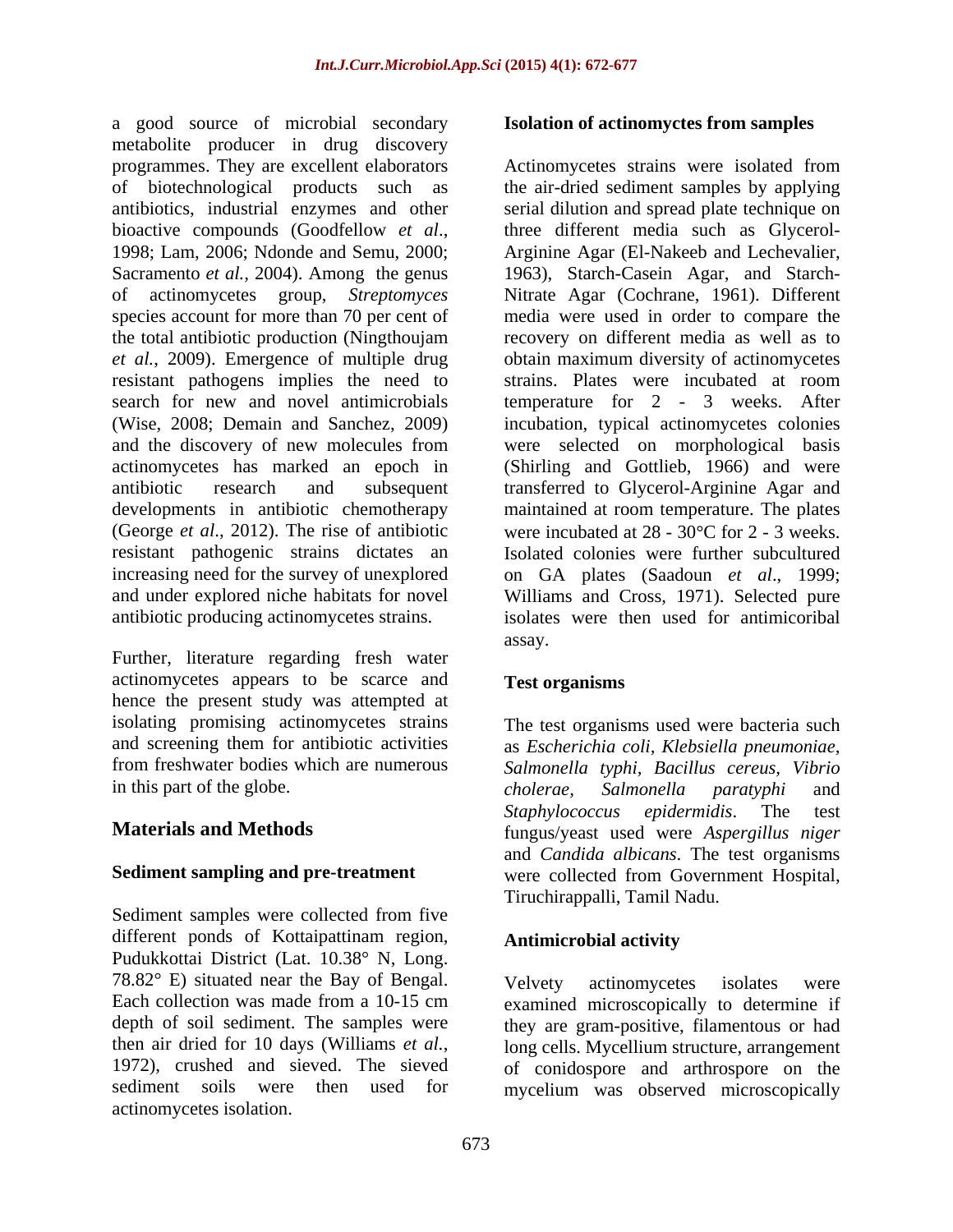a good source of microbial secondary metabolite producer in drug discovery programmes. They are excellent elaborators of biotechnological products such as antibiotics, industrial enzymes and other bioactive compounds (Goodfellow *et al*., 1998; Lam, 2006; Ndonde and Semu, 2000; Sacramento *et al.,* 2004). Among the genus of actinomycetes group, *Streptomyces* species account for more than 70 per cent of the total antibiotic production (Ningthoujam *et al.*, 2009). Emergence of multiple drug resistant pathogens implies the need to search for new and novel antimicrobials (Wise, 2008; Demain and Sanchez, 2009) and the discovery of new molecules from actinomycetes has marked an epoch in antibiotic research and subsequent developments in antibiotic chemotherapy (George *et al*., 2012). The rise of antibiotic resistant pathogenic strains dictates an increasing need for the survey of unexplored and under explored niche habitats for novel antibiotic producing actinomycetes strains.

Further, literature regarding fresh water actinomycetes appears to be scarce and hence the present study was attempted at isolating promising actinomycetes strains and screening them for antibiotic activities from freshwater bodies which are numerous in this part of the globe.

## Materials and Methods

### Sediment sampling and pre-treatment

Sediment samples were collected from five different ponds of Kottaipattinam region, Pudukkottai District (Lat. 10.38° N, Long. 78.82° E) situated near the Bay of Bengal. Each collection was made from a 10-15 cm depth of soil sediment. The samples were then air dried for 10 days (Williams *et al.*, 1972), crushed and sieved. The sieved sediment soils were then used for actinomycetes isolation.

### Isolation of actinomyctes from samples

Actinomycetes strains were isolated from the air-dried sediment samples by applying serial dilution and spread plate technique on three different media such as Glycerol-Arginine Agar (El-Nakeeb and Lechevalier, 1963), Starch-Casein Agar, and Starch-Nitrate Agar (Cochrane, 1961). Different media were used in order to compare the recovery on different media as well as to obtain maximum diversity of actinomycetes strains. Plates were incubated at room temperature for 2 - 3 weeks. After incubation, typical actinomycetes colonies were selected on morphological basis (Shirling and Gottlieb, 1966) and were transferred to Glycerol-Arginine Agar and maintained at room temperature. The plates were incubated at 28 - 30°C for 2 - 3 weeks. Isolated colonies were further subcultured on GA plates (Saadoun *et al*., 1999; Williams and Cross, 1971). Selected pure isolates were then used for antimicoribal assay.

### Test organisms

The test organisms used were bacteria such as *Escherichia coli*, *Klebsiella pneumoniae, Salmonella typhi*, *Bacillus cereus, Vibrio cholerae, Salmonella paratyphi* and *Staphylococcus epidermidis*. The test fungus/yeast used were *Aspergillus niger* and *Candida albicans*. The test organisms were collected from Government Hospital, Tiruchirappalli, Tamil Nadu.

### Antimicrobial activity

Velvety actinomycetes isolates were examined microscopically to determine if they are gram-positive, filamentous or had long cells. Mycellium structure, arrangement of conidospore and arthrospore on the mycelium was observed microscopically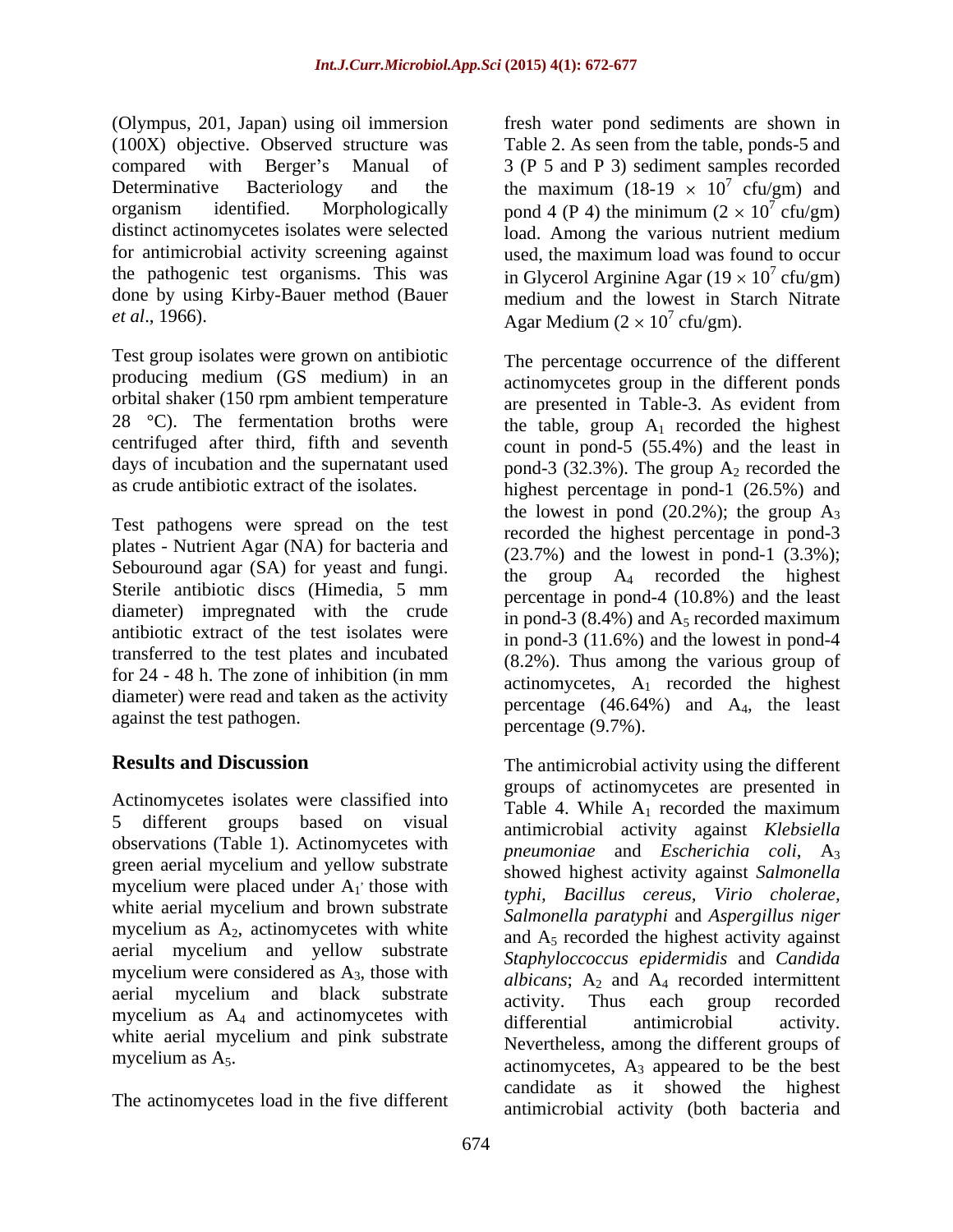(Olympus, 201, Japan) using oil immersion (100X) objective. Observed structure was compared with Berger's Manual of Determinative Bacteriology and the organism identified. Morphologically distinct actinomycetes isolates were selected for antimicrobial activity screening against the pathogenic test organisms. This was done by using Kirby-Bauer method (Bauer *et al*., 1966).

Test group isolates were grown on antibiotic producing medium (GS medium) in an orbital shaker (150 rpm ambient temperature 28 °C). The fermentation broths were centrifuged after third, fifth and seventh days of incubation and the supernatant used as crude antibiotic extract of the isolates.

Test pathogens were spread on the test plates - Nutrient Agar (NA) for bacteria and Sebouround agar (SA) for yeast and fungi. Sterile antibiotic discs (Himedia, 5 mm diameter) impregnated with the crude antibiotic extract of the test isolates were transferred to the test plates and incubated for 24 - 48 h. The zone of inhibition (in mm diameter) were read and taken as the activity against the test pathogen.

## Results and Discussion

Actinomycetes isolates were classified into 5 different groups based on visual observations (Table 1). Actinomycetes with green aerial mycelium and yellow substrate mycelium were placed under $A_{1'}$ those with white aerial mycelium and brown substrate mycelium as $A_2$, actinomycetes with white aerial mycelium and yellow substrate mycelium were considered as $A_3$, those with aerial mycelium and black substrate mycelium as $A_4$ and actinomycetes with white aerial mycelium and pink substrate mycelium as $A_5$.

The actinomycetes load in the five different fresh water pond sediments are shown in Table 2. As seen from the table, ponds-5 and 3 (P 5 and P 3) sediment samples recorded the maximum (18-19 $\times$ $10^7$ cfu/gm) and pond 4 (P 4) the minimum (2 $\times$ $10^7$ cfu/gm) load. Among the various nutrient medium used, the maximum load was found to occur in Glycerol Arginine Agar (19 $\times$ $10^7$ cfu/gm) medium and the lowest in Starch Nitrate Agar Medium (2 $\times$ $10^7$ cfu/gm).

The percentage occurrence of the different actinomycetes group in the different ponds are presented in Table-3. As evident from the table, group $A_1$ recorded the highest count in pond-5 (55.4%) and the least in pond-3 (32.3%). The group $A_2$ recorded the highest percentage in pond-1 (26.5%) and the lowest in pond (20.2%); the group $A_3$ recorded the highest percentage in pond-3 (23.7%) and the lowest in pond-1 (3.3%); the group $A_4$ recorded the highest percentage in pond-4 (10.8%) and the least in pond-3 (8.4%) and $A_5$ recorded maximum in pond-3 (11.6%) and the lowest in pond-4 (8.2%). Thus among the various group of actinomycetes, $A_1$ recorded the highest percentage (46.64%) and $A_4$, the least percentage (9.7%).

The antimicrobial activity using the different groups of actinomycetes are presented in Table 4. While $A_1$ recorded the maximum antimicrobial activity against *Klebsiella pneumoniae* and *Escherichia coli*, $A_3$ showed highest activity against *Salmonella typhi, Bacillus cereus, Virio cholerae, Salmonella paratyphi* and *Aspergillus niger* and $A_5$ recorded the highest activity against *Staphyloccoccus epidermidis* and *Candida albicans*; $A_2$ and $A_4$ recorded intermittent activity. Thus each group recorded differential antimicrobial activity. Nevertheless, among the different groups of actinomycetes, $A_3$ appeared to be the best candidate as it showed the highest antimicrobial activity (both bacteria and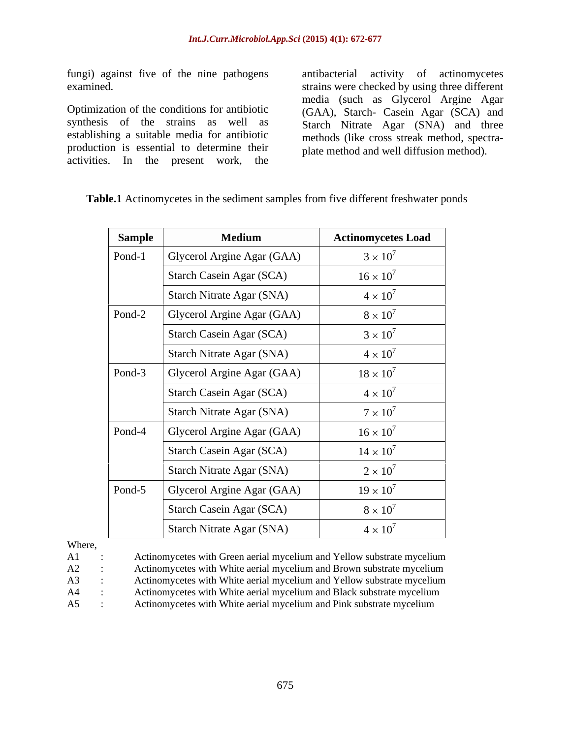fungi) against five of the nine pathogens examined.

Optimization of the conditions for antibiotic synthesis of the strains as well as establishing a suitable media for antibiotic production is essential to determine their activities. In the present work, the antibacterial activity of actinomycetes strains were checked by using three different media (such as Glycerol Argine Agar (GAA), Starch- Casein Agar (SCA) and Starch Nitrate Agar (SNA) and three methods (like cross streak method, spectra-plate method and well diffusion method).

**Table.1** Actinomycetes in the sediment samples from five different freshwater ponds

| Sample | Medium | Actinomycetes Load |
|---|---|---|
| Pond-1 | Glycerol Argine Agar (GAA) | $3 \times 10^7$ |
| | Starch Casein Agar (SCA) | $16 \times 10^7$ |
| | Starch Nitrate Agar (SNA) | $4 \times 10^7$ |
| Pond-2 | Glycerol Argine Agar (GAA) | $8 \times 10^7$ |
| | Starch Casein Agar (SCA) | $3 \times 10^7$ |
| | Starch Nitrate Agar (SNA) | $4 \times 10^7$ |
| Pond-3 | Glycerol Argine Agar (GAA) | $18 \times 10^7$ |
| | Starch Casein Agar (SCA) | $4 \times 10^7$ |
| | Starch Nitrate Agar (SNA) | $7 \times 10^7$ |
| Pond-4 | Glycerol Argine Agar (GAA) | $16 \times 10^7$ |
| | Starch Casein Agar (SCA) | $14 \times 10^7$ |
| | Starch Nitrate Agar (SNA) | $2 \times 10^7$ |
| Pond-5 | Glycerol Argine Agar (GAA) | $19 \times 10^7$ |
| | Starch Casein Agar (SCA) | $8 \times 10^7$ |
| | Starch Nitrate Agar (SNA) | $4 \times 10^7$ |

Where,

A1 : Actinomycetes with Green aerial mycelium and Yellow substrate mycelium
A2 : Actinomycetes with White aerial mycelium and Brown substrate mycelium
A3 : Actinomycetes with White aerial mycelium and Yellow substrate mycelium
A4 : Actinomycetes with White aerial mycelium and Black substrate mycelium
A5 : Actinomycetes with White aerial mycelium and Pink substrate mycelium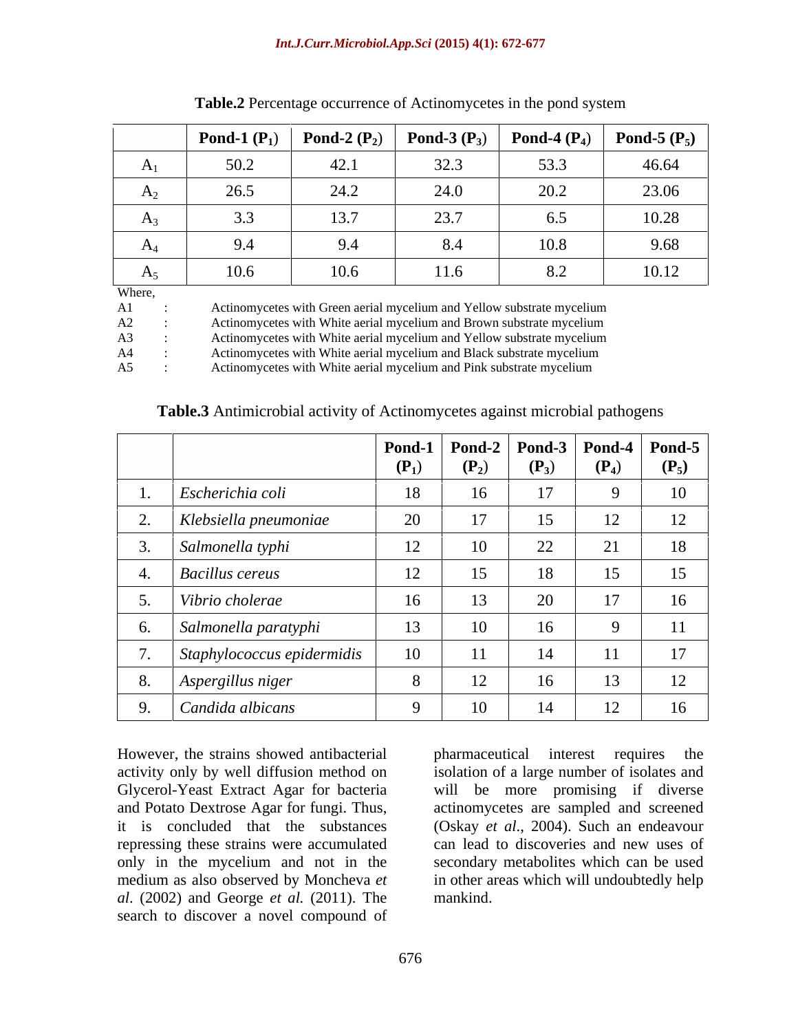**Table.2** Percentage occurrence of Actinomycetes in the pond system

| | Pond-1 ($P_1$) | Pond-2 ($P_2$) | Pond-3 ($P_3$) | Pond-4 ($P_4$) | Pond-5 ($P_5$) |
|---|---|---|---|---|---|
| $A_1$ | 50.2 | 42.1 | 32.3 | 53.3 | 46.64 |
| $A_2$ | 26.5 | 24.2 | 24.0 | 20.2 | 23.06 |
| $A_3$ | 3.3 | 13.7 | 23.7 | 6.5 | 10.28 |
| $A_4$ | 9.4 | 9.4 | 8.4 | 10.8 | 9.68 |
| $A_5$ | 10.6 | 10.6 | 11.6 | 8.2 | 10.12 |

Where,

A1 : Actinomycetes with Green aerial mycelium and Yellow substrate mycelium
A2 : Actinomycetes with White aerial mycelium and Brown substrate mycelium
A3 : Actinomycetes with White aerial mycelium and Yellow substrate mycelium
A4 : Actinomycetes with White aerial mycelium and Black substrate mycelium
A5 : Actinomycetes with White aerial mycelium and Pink substrate mycelium

**Table.3** Antimicrobial activity of Actinomycetes against microbial pathogens

| | | Pond-1 ($P_1$) | Pond-2 ($P_2$) | Pond-3 ($P_3$) | Pond-4 ($P_4$) | Pond-5 ($P_5$) |
|---|---|---|---|---|---|---|
| 1. | *Escherichia coli* | 18 | 16 | 17 | 9 | 10 |
| 2. | *Klebsiella pneumoniae* | 20 | 17 | 15 | 12 | 12 |
| 3. | *Salmonella typhi* | 12 | 10 | 22 | 21 | 18 |
| 4. | *Bacillus cereus* | 12 | 15 | 18 | 15 | 15 |
| 5. | *Vibrio cholerae* | 16 | 13 | 20 | 17 | 16 |
| 6. | *Salmonella paratyphi* | 13 | 10 | 16 | 9 | 11 |
| 7. | *Staphylococcus epidermidis* | 10 | 11 | 14 | 11 | 17 |
| 8. | *Aspergillus niger* | 8 | 12 | 16 | 13 | 12 |
| 9. | *Candida albicans* | 9 | 10 | 14 | 12 | 16 |

However, the strains showed antibacterial activity only by well diffusion method on Glycerol-Yeast Extract Agar for bacteria and Potato Dextrose Agar for fungi. Thus, it is concluded that the substances repressing these strains were accumulated only in the mycelium and not in the medium as also observed by Moncheva *et al*. (2002) and George *et al.* (2011). The search to discover a novel compound of pharmaceutical interest requires the isolation of a large number of isolates and will be more promising if diverse actinomycetes are sampled and screened (Oskay *et al*., 2004). Such an endeavour can lead to discoveries and new uses of secondary metabolites which can be used in other areas which will undoubtedly help mankind.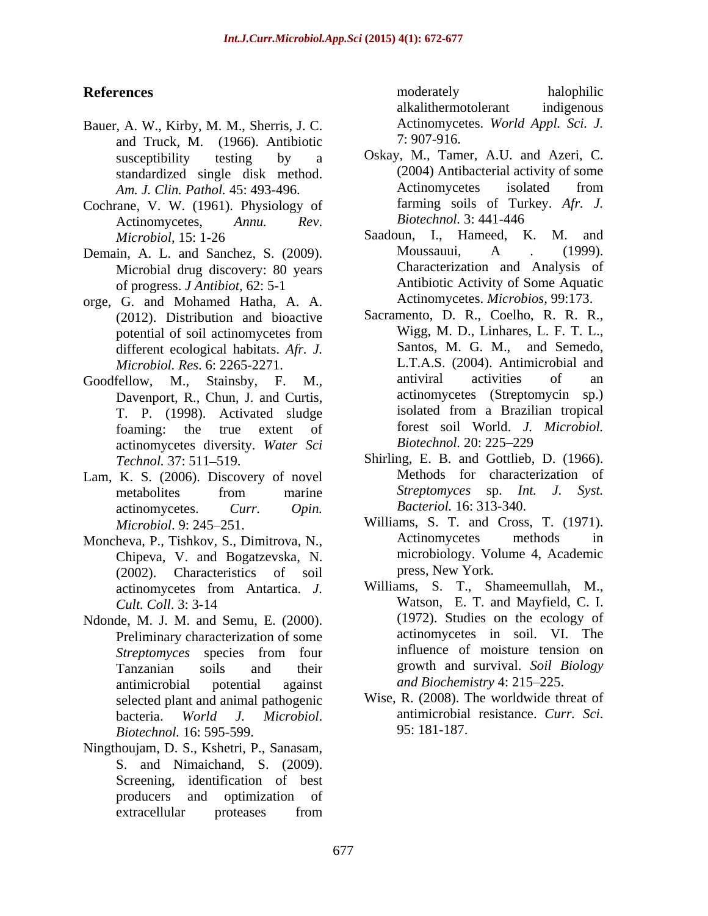## References

Bauer, A. W., Kirby, M. M., Sherris, J. C. and Truck, M. (1966). Antibiotic susceptibility testing by a standardized single disk method. *Am. J. Clin. Pathol.* 45: 493-496.

Cochrane, V. W. (1961). Physiology of Actinomycetes, *Annu. Rev. Microbiol*, 15: 1-26

Demain, A. L. and Sanchez, S. (2009). Microbial drug discovery: 80 years of progress. *J Antibiot,* 62: 5-1

orge, G. and Mohamed Hatha, A. A. (2012). Distribution and bioactive potential of soil actinomycetes from different ecological habitats. *Afr. J. Microbiol. Res*. 6: 2265-2271.

Goodfellow, M., Stainsby, F. M., Davenport, R., Chun, J. and Curtis, T. P. (1998). Activated sludge foaming: the true extent of actinomycetes diversity. *Water Sci Technol.* 37: 511–519.

Lam, K. S. (2006). Discovery of novel metabolites from marine actinomycetes. *Curr. Opin. Microbiol*. 9: 245–251.

Moncheva, P., Tishkov, S., Dimitrova, N., Chipeva, V. and Bogatzevska, N. (2002). Characteristics of soil actinomycetes from Antartica. *J. Cult. Coll.* 3: 3-14

Ndonde, M. J. M. and Semu, E. (2000). Preliminary characterization of some *Streptomyces* species from four Tanzanian soils and their antimicrobial potential against selected plant and animal pathogenic bacteria. *World J. Microbiol. Biotechnol.* 16: 595-599.

Ningthoujam, D. S., Kshetri, P., Sanasam, S. and Nimaichand, S. (2009). Screening, identification of best producers and optimization of extracellular proteases from moderately halophilic alkalithermotolerant indigenous Actinomycetes. *World Appl. Sci. J.* 7: 907-916.

Oskay, M., Tamer, A.U. and Azeri, C. (2004) Antibacterial activity of some Actinomycetes isolated from farming soils of Turkey. *Afr. J. Biotechnol.* 3: 441-446

Saadoun, I., Hameed, K. M. and Moussauui, A . (1999). Characterization and Analysis of Antibiotic Activity of Some Aquatic Actinomycetes. *Microbios*, 99:173.

Sacramento, D. R., Coelho, R. R. R., Wigg, M. D., Linhares, L. F. T. L., Santos, M. G. M., and Semedo, L.T.A.S. (2004). Antimicrobial and antiviral activities of an actinomycetes (Streptomycin sp.) isolated from a Brazilian tropical forest soil World. *J. Microbiol. Biotechnol.* 20: 225–229

Shirling, E. B. and Gottlieb, D. (1966). Methods for characterization of *Streptomyces* sp. *Int. J. Syst. Bacteriol.* 16: 313-340.

Williams, S. T. and Cross, T. (1971). Actinomycetes methods in microbiology. Volume 4, Academic press, New York.

Williams, S. T., Shameemullah, M., Watson, E. T. and Mayfield, C. I. (1972). Studies on the ecology of actinomycetes in soil. VI. The influence of moisture tension on growth and survival. *Soil Biology and Biochemistry* 4: 215–225.

Wise, R. (2008). The worldwide threat of antimicrobial resistance. *Curr. Sci.* 95: 181-187.